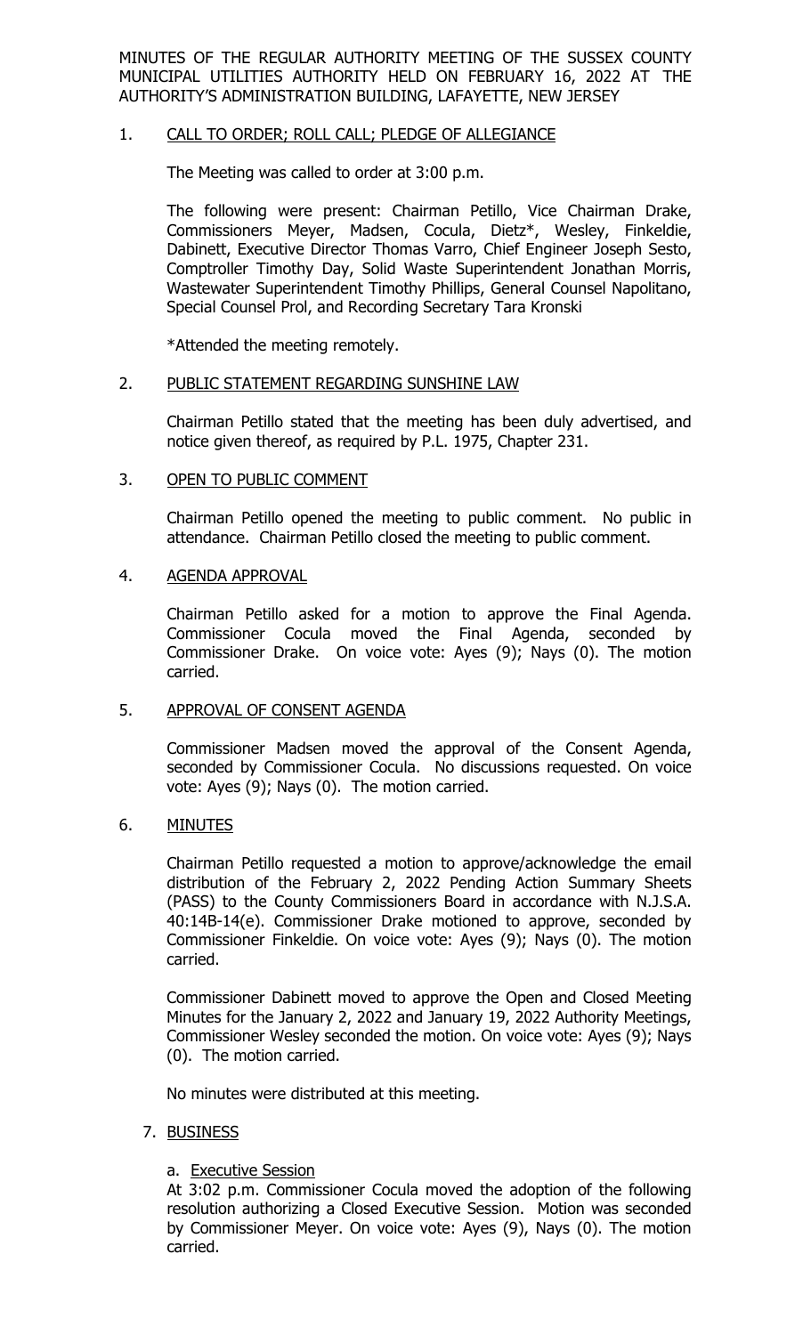MINUTES OF THE REGULAR AUTHORITY MEETING OF THE SUSSEX COUNTY MUNICIPAL UTILITIES AUTHORITY HELD ON FEBRUARY 16, 2022 AT THE AUTHORITY'S ADMINISTRATION BUILDING, LAFAYETTE, NEW JERSEY

1. CALL TO ORDER; ROLL CALL; PLEDGE OF ALLEGIANCE

   The Meeting was called to order at 3:00 p.m.

   The following were present: Chairman Petillo, Vice Chairman Drake, Commissioners Meyer, Madsen, Cocula, Dietz*, Wesley, Finkeldie, Dabinett, Executive Director Thomas Varro, Chief Engineer Joseph Sesto, Comptroller Timothy Day, Solid Waste Superintendent Jonathan Morris, Wastewater Superintendent Timothy Phillips, General Counsel Napolitano, Special Counsel Prol, and Recording Secretary Tara Kronski

   *Attended the meeting remotely.

2. PUBLIC STATEMENT REGARDING SUNSHINE LAW

   Chairman Petillo stated that the meeting has been duly advertised, and notice given thereof, as required by P.L. 1975, Chapter 231.

3. OPEN TO PUBLIC COMMENT

   Chairman Petillo opened the meeting to public comment. No public in attendance. Chairman Petillo closed the meeting to public comment.

4. AGENDA APPROVAL

   Chairman Petillo asked for a motion to approve the Final Agenda. Commissioner Cocula moved the Final Agenda, seconded by Commissioner Drake. On voice vote: Ayes (9); Nays (0). The motion carried.

5. APPROVAL OF CONSENT AGENDA

   Commissioner Madsen moved the approval of the Consent Agenda, seconded by Commissioner Cocula. No discussions requested. On voice vote: Ayes (9); Nays (0). The motion carried.

6. MINUTES

   Chairman Petillo requested a motion to approve/acknowledge the email distribution of the February 2, 2022 Pending Action Summary Sheets (PASS) to the County Commissioners Board in accordance with N.J.S.A. 40:14B-14(e). Commissioner Drake motioned to approve, seconded by Commissioner Finkeldie. On voice vote: Ayes (9); Nays (0). The motion carried.

   Commissioner Dabinett moved to approve the Open and Closed Meeting Minutes for the January 2, 2022 and January 19, 2022 Authority Meetings, Commissioner Wesley seconded the motion. On voice vote: Ayes (9); Nays (0). The motion carried.

   No minutes were distributed at this meeting.

7. BUSINESS

   a. Executive Session

   At 3:02 p.m. Commissioner Cocula moved the adoption of the following resolution authorizing a Closed Executive Session. Motion was seconded by Commissioner Meyer. On voice vote: Ayes (9), Nays (0). The motion carried.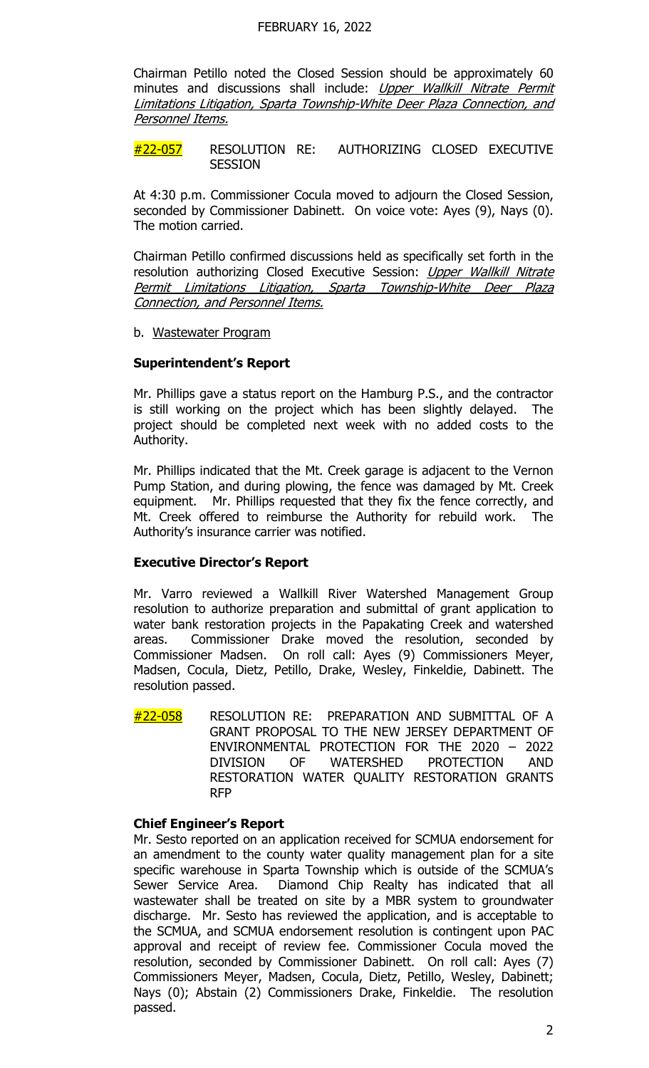Chairman Petillo noted the Closed Session should be approximately 60 minutes and discussions shall include: *Upper Wallkill Nitrate Permit Limitations Litigation, Sparta Township-White Deer Plaza Connection, and Personnel Items.*

#22-057 RESOLUTION RE: AUTHORIZING CLOSED EXECUTIVE SESSION

At 4:30 p.m. Commissioner Cocula moved to adjourn the Closed Session, seconded by Commissioner Dabinett. On voice vote: Ayes (9), Nays (0). The motion carried.

Chairman Petillo confirmed discussions held as specifically set forth in the resolution authorizing Closed Executive Session: *Upper Wallkill Nitrate Permit Limitations Litigation, Sparta Township-White Deer Plaza Connection, and Personnel Items.*

b. Wastewater Program

**Superintendent's Report**

Mr. Phillips gave a status report on the Hamburg P.S., and the contractor is still working on the project which has been slightly delayed. The project should be completed next week with no added costs to the Authority.

Mr. Phillips indicated that the Mt. Creek garage is adjacent to the Vernon Pump Station, and during plowing, the fence was damaged by Mt. Creek equipment. Mr. Phillips requested that they fix the fence correctly, and Mt. Creek offered to reimburse the Authority for rebuild work. The Authority's insurance carrier was notified.

**Executive Director's Report**

Mr. Varro reviewed a Wallkill River Watershed Management Group resolution to authorize preparation and submittal of grant application to water bank restoration projects in the Papakating Creek and watershed areas. Commissioner Drake moved the resolution, seconded by Commissioner Madsen. On roll call: Ayes (9) Commissioners Meyer, Madsen, Cocula, Dietz, Petillo, Drake, Wesley, Finkeldie, Dabinett. The resolution passed.

#22-058 RESOLUTION RE: PREPARATION AND SUBMITTAL OF A GRANT PROPOSAL TO THE NEW JERSEY DEPARTMENT OF ENVIRONMENTAL PROTECTION FOR THE 2020 – 2022 DIVISION OF WATERSHED PROTECTION AND RESTORATION WATER QUALITY RESTORATION GRANTS RFP

**Chief Engineer's Report**

Mr. Sesto reported on an application received for SCMUA endorsement for an amendment to the county water quality management plan for a site specific warehouse in Sparta Township which is outside of the SCMUA's Sewer Service Area. Diamond Chip Realty has indicated that all wastewater shall be treated on site by a MBR system to groundwater discharge. Mr. Sesto has reviewed the application, and is acceptable to the SCMUA, and SCMUA endorsement resolution is contingent upon PAC approval and receipt of review fee. Commissioner Cocula moved the resolution, seconded by Commissioner Dabinett. On roll call: Ayes (7) Commissioners Meyer, Madsen, Cocula, Dietz, Petillo, Wesley, Dabinett; Nays (0); Abstain (2) Commissioners Drake, Finkeldie. The resolution passed.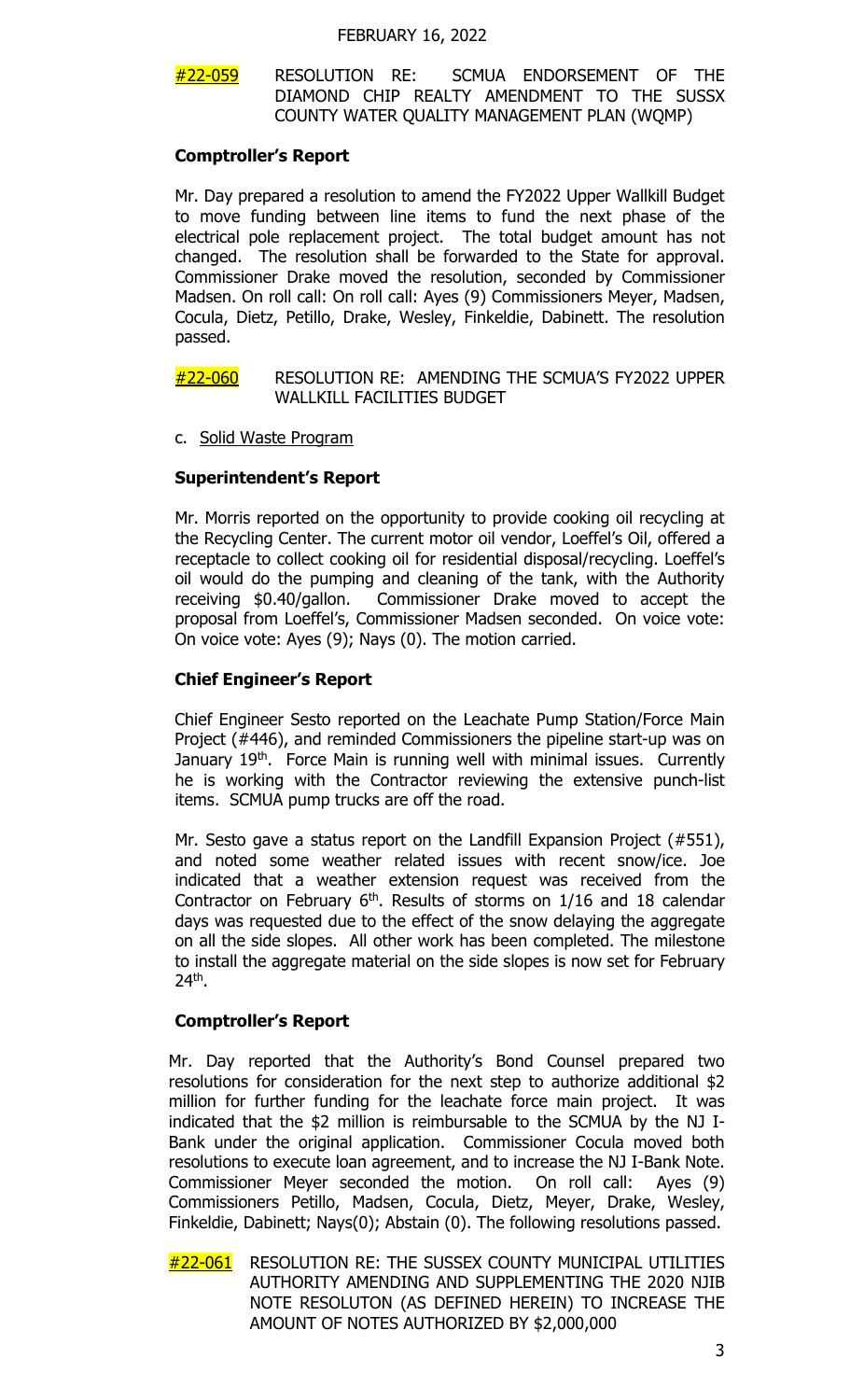#22-059 RESOLUTION RE: SCMUA ENDORSEMENT OF THE DIAMOND CHIP REALTY AMENDMENT TO THE SUSSEX COUNTY WATER QUALITY MANAGEMENT PLAN (WQMP)

**Comptroller's Report**

Mr. Day prepared a resolution to amend the FY2022 Upper Wallkill Budget to move funding between line items to fund the next phase of the electrical pole replacement project. The total budget amount has not changed. The resolution shall be forwarded to the State for approval. Commissioner Drake moved the resolution, seconded by Commissioner Madsen. On roll call: On roll call: Ayes (9) Commissioners Meyer, Madsen, Cocula, Dietz, Petillo, Drake, Wesley, Finkeldie, Dabinett. The resolution passed.

#22-060 RESOLUTION RE: AMENDING THE SCMUA'S FY2022 UPPER WALLKILL FACILITIES BUDGET

c. Solid Waste Program

**Superintendent's Report**

Mr. Morris reported on the opportunity to provide cooking oil recycling at the Recycling Center. The current motor oil vendor, Loeffel's Oil, offered a receptacle to collect cooking oil for residential disposal/recycling. Loeffel's oil would do the pumping and cleaning of the tank, with the Authority receiving $0.40/gallon. Commissioner Drake moved to accept the proposal from Loeffel's, Commissioner Madsen seconded. On voice vote: On voice vote: Ayes (9); Nays (0). The motion carried.

**Chief Engineer's Report**

Chief Engineer Sesto reported on the Leachate Pump Station/Force Main Project (#446), and reminded Commissioners the pipeline start-up was on January 19th. Force Main is running well with minimal issues. Currently he is working with the Contractor reviewing the extensive punch-list items. SCMUA pump trucks are off the road.

Mr. Sesto gave a status report on the Landfill Expansion Project (#551), and noted some weather related issues with recent snow/ice. Joe indicated that a weather extension request was received from the Contractor on February 6th. Results of storms on 1/16 and 18 calendar days was requested due to the effect of the snow delaying the aggregate on all the side slopes. All other work has been completed. The milestone to install the aggregate material on the side slopes is now set for February 24th.

**Comptroller's Report**

Mr. Day reported that the Authority's Bond Counsel prepared two resolutions for consideration for the next step to authorize additional $2 million for further funding for the leachate force main project. It was indicated that the $2 million is reimbursable to the SCMUA by the NJ I-Bank under the original application. Commissioner Cocula moved both resolutions to execute loan agreement, and to increase the NJ I-Bank Note. Commissioner Meyer seconded the motion. On roll call: Ayes (9) Commissioners Petillo, Madsen, Cocula, Dietz, Meyer, Drake, Wesley, Finkeldie, Dabinett; Nays(0); Abstain (0). The following resolutions passed.

#22-061 RESOLUTION RE: THE SUSSEX COUNTY MUNICIPAL UTILITIES AUTHORITY AMENDING AND SUPPLEMENTING THE 2020 NJIB NOTE RESOLUTON (AS DEFINED HEREIN) TO INCREASE THE AMOUNT OF NOTES AUTHORIZED BY $2,000,000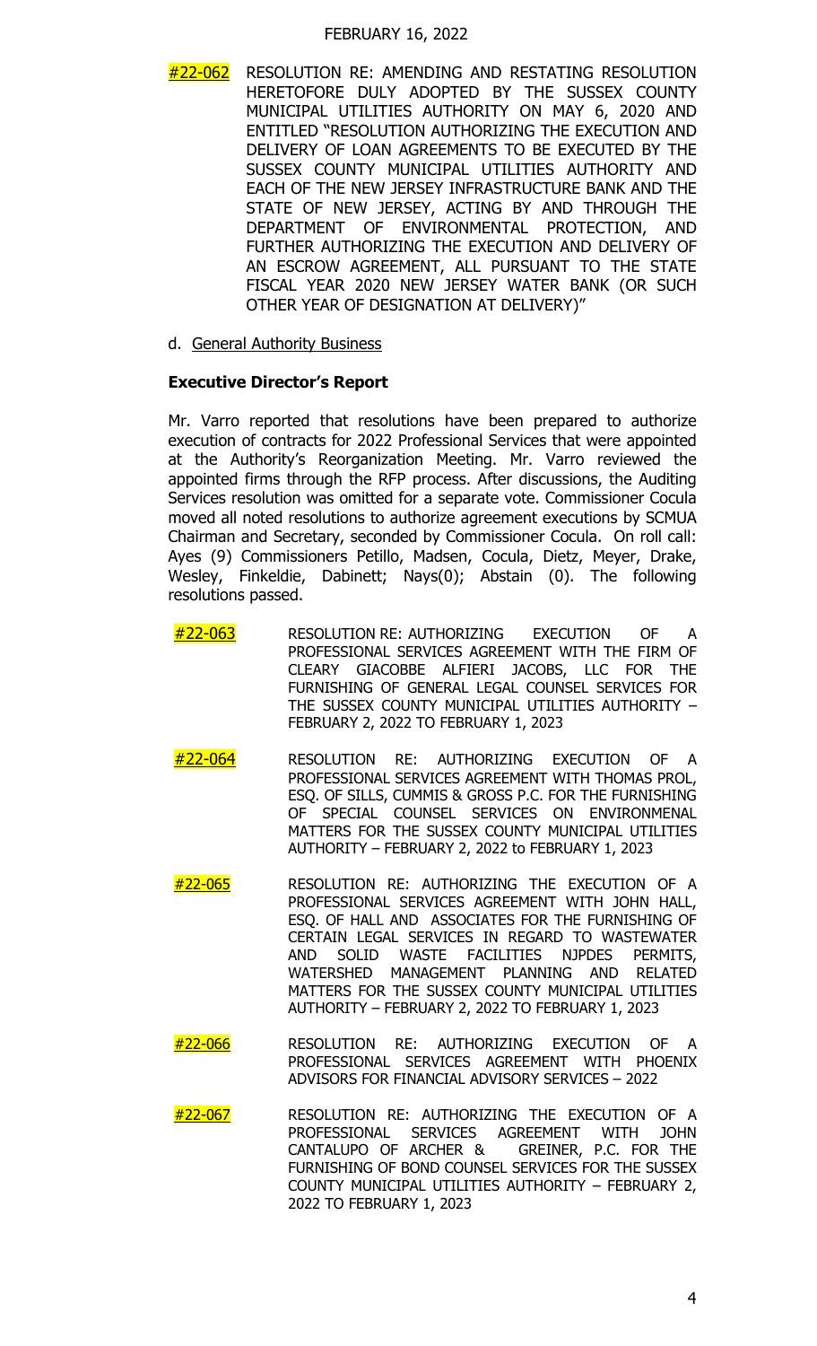FEBRUARY 16, 2022

#22-062 RESOLUTION RE: AMENDING AND RESTATING RESOLUTION HERETOFORE DULY ADOPTED BY THE SUSSEX COUNTY MUNICIPAL UTILITIES AUTHORITY ON MAY 6, 2020 AND ENTITLED "RESOLUTION AUTHORIZING THE EXECUTION AND DELIVERY OF LOAN AGREEMENTS TO BE EXECUTED BY THE SUSSEX COUNTY MUNICIPAL UTILITIES AUTHORITY AND EACH OF THE NEW JERSEY INFRASTRUCTURE BANK AND THE STATE OF NEW JERSEY, ACTING BY AND THROUGH THE DEPARTMENT OF ENVIRONMENTAL PROTECTION, AND FURTHER AUTHORIZING THE EXECUTION AND DELIVERY OF AN ESCROW AGREEMENT, ALL PURSUANT TO THE STATE FISCAL YEAR 2020 NEW JERSEY WATER BANK (OR SUCH OTHER YEAR OF DESIGNATION AT DELIVERY)"

d. General Authority Business

**Executive Director's Report**

Mr. Varro reported that resolutions have been prepared to authorize execution of contracts for 2022 Professional Services that were appointed at the Authority's Reorganization Meeting. Mr. Varro reviewed the appointed firms through the RFP process. After discussions, the Auditing Services resolution was omitted for a separate vote. Commissioner Cocula moved all noted resolutions to authorize agreement executions by SCMUA Chairman and Secretary, seconded by Commissioner Cocula. On roll call: Ayes (9) Commissioners Petillo, Madsen, Cocula, Dietz, Meyer, Drake, Wesley, Finkeldie, Dabinett; Nays(0); Abstain (0). The following resolutions passed.

#22-063 RESOLUTION RE: AUTHORIZING EXECUTION OF A PROFESSIONAL SERVICES AGREEMENT WITH THE FIRM OF CLEARY GIACOBBE ALFIERI JACOBS, LLC FOR THE FURNISHING OF GENERAL LEGAL COUNSEL SERVICES FOR THE SUSSEX COUNTY MUNICIPAL UTILITIES AUTHORITY – FEBRUARY 2, 2022 TO FEBRUARY 1, 2023

#22-064 RESOLUTION RE: AUTHORIZING EXECUTION OF A PROFESSIONAL SERVICES AGREEMENT WITH THOMAS PROL, ESQ. OF SILLS, CUMMIS & GROSS P.C. FOR THE FURNISHING OF SPECIAL COUNSEL SERVICES ON ENVIRONMENAL MATTERS FOR THE SUSSEX COUNTY MUNICIPAL UTILITIES AUTHORITY – FEBRUARY 2, 2022 to FEBRUARY 1, 2023

#22-065 RESOLUTION RE: AUTHORIZING THE EXECUTION OF A PROFESSIONAL SERVICES AGREEMENT WITH JOHN HALL, ESQ. OF HALL AND ASSOCIATES FOR THE FURNISHING OF CERTAIN LEGAL SERVICES IN REGARD TO WASTEWATER AND SOLID WASTE FACILITIES NJPDES PERMITS, WATERSHED MANAGEMENT PLANNING AND RELATED MATTERS FOR THE SUSSEX COUNTY MUNICIPAL UTILITIES AUTHORITY – FEBRUARY 2, 2022 TO FEBRUARY 1, 2023

#22-066 RESOLUTION RE: AUTHORIZING EXECUTION OF A PROFESSIONAL SERVICES AGREEMENT WITH PHOENIX ADVISORS FOR FINANCIAL ADVISORY SERVICES – 2022

#22-067 RESOLUTION RE: AUTHORIZING THE EXECUTION OF A PROFESSIONAL SERVICES AGREEMENT WITH JOHN CANTALUPO OF ARCHER & GREINER, P.C. FOR THE FURNISHING OF BOND COUNSEL SERVICES FOR THE SUSSEX COUNTY MUNICIPAL UTILITIES AUTHORITY – FEBRUARY 2, 2022 TO FEBRUARY 1, 2023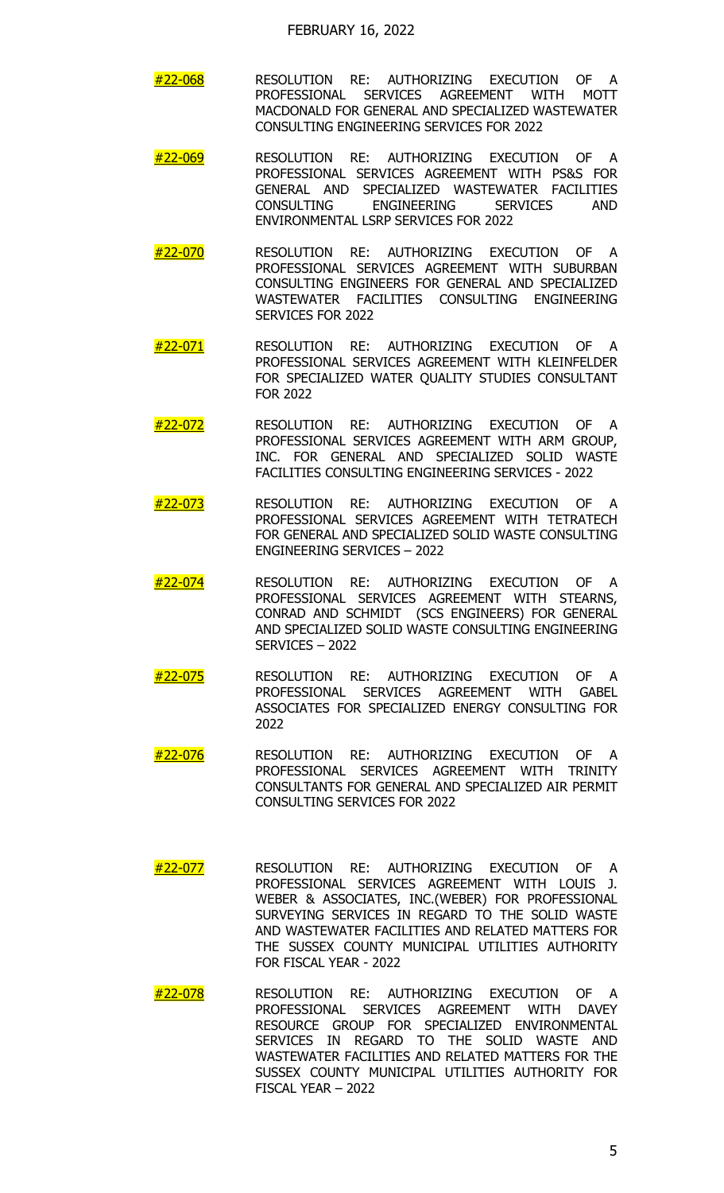FEBRUARY 16, 2022

#22-068 RESOLUTION RE: AUTHORIZING EXECUTION OF A PROFESSIONAL SERVICES AGREEMENT WITH MOTT MACDONALD FOR GENERAL AND SPECIALIZED WASTEWATER CONSULTING ENGINEERING SERVICES FOR 2022

#22-069 RESOLUTION RE: AUTHORIZING EXECUTION OF A PROFESSIONAL SERVICES AGREEMENT WITH PS&S FOR GENERAL AND SPECIALIZED WASTEWATER FACILITIES CONSULTING ENGINEERING SERVICES AND ENVIRONMENTAL LSRP SERVICES FOR 2022

#22-070 RESOLUTION RE: AUTHORIZING EXECUTION OF A PROFESSIONAL SERVICES AGREEMENT WITH SUBURBAN CONSULTING ENGINEERS FOR GENERAL AND SPECIALIZED WASTEWATER FACILITIES CONSULTING ENGINEERING SERVICES FOR 2022

#22-071 RESOLUTION RE: AUTHORIZING EXECUTION OF A PROFESSIONAL SERVICES AGREEMENT WITH KLEINFELDER FOR SPECIALIZED WATER QUALITY STUDIES CONSULTANT FOR 2022

#22-072 RESOLUTION RE: AUTHORIZING EXECUTION OF A PROFESSIONAL SERVICES AGREEMENT WITH ARM GROUP, INC. FOR GENERAL AND SPECIALIZED SOLID WASTE FACILITIES CONSULTING ENGINEERING SERVICES - 2022

#22-073 RESOLUTION RE: AUTHORIZING EXECUTION OF A PROFESSIONAL SERVICES AGREEMENT WITH TETRATECH FOR GENERAL AND SPECIALIZED SOLID WASTE CONSULTING ENGINEERING SERVICES – 2022

#22-074 RESOLUTION RE: AUTHORIZING EXECUTION OF A PROFESSIONAL SERVICES AGREEMENT WITH STEARNS, CONRAD AND SCHMIDT (SCS ENGINEERS) FOR GENERAL AND SPECIALIZED SOLID WASTE CONSULTING ENGINEERING SERVICES – 2022

#22-075 RESOLUTION RE: AUTHORIZING EXECUTION OF A PROFESSIONAL SERVICES AGREEMENT WITH GABEL ASSOCIATES FOR SPECIALIZED ENERGY CONSULTING FOR 2022

#22-076 RESOLUTION RE: AUTHORIZING EXECUTION OF A PROFESSIONAL SERVICES AGREEMENT WITH TRINITY CONSULTANTS FOR GENERAL AND SPECIALIZED AIR PERMIT CONSULTING SERVICES FOR 2022

#22-077 RESOLUTION RE: AUTHORIZING EXECUTION OF A PROFESSIONAL SERVICES AGREEMENT WITH LOUIS J. WEBER & ASSOCIATES, INC.(WEBER) FOR PROFESSIONAL SURVEYING SERVICES IN REGARD TO THE SOLID WASTE AND WASTEWATER FACILITIES AND RELATED MATTERS FOR THE SUSSEX COUNTY MUNICIPAL UTILITIES AUTHORITY FOR FISCAL YEAR - 2022

#22-078 RESOLUTION RE: AUTHORIZING EXECUTION OF A PROFESSIONAL SERVICES AGREEMENT WITH DAVEY RESOURCE GROUP FOR SPECIALIZED ENVIRONMENTAL SERVICES IN REGARD TO THE SOLID WASTE AND WASTEWATER FACILITIES AND RELATED MATTERS FOR THE SUSSEX COUNTY MUNICIPAL UTILITIES AUTHORITY FOR FISCAL YEAR – 2022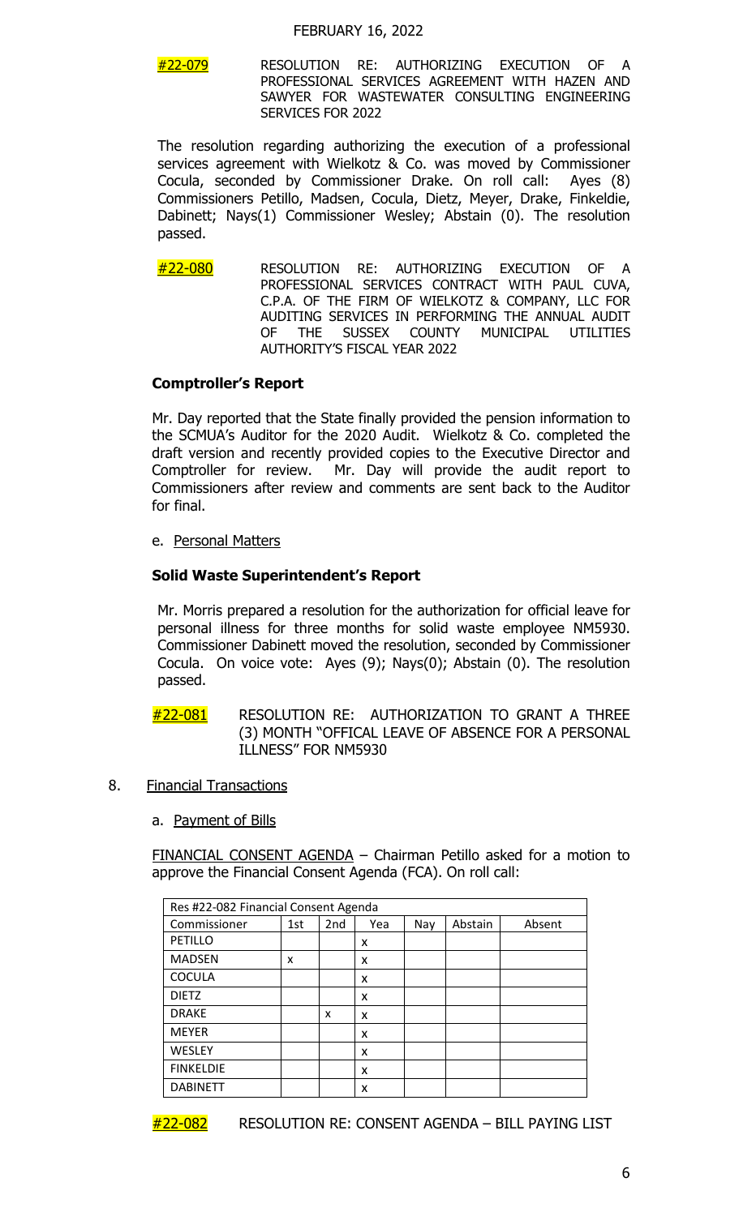FEBRUARY 16, 2022

#22-079 RESOLUTION RE: AUTHORIZING EXECUTION OF A PROFESSIONAL SERVICES AGREEMENT WITH HAZEN AND SAWYER FOR WASTEWATER CONSULTING ENGINEERING SERVICES FOR 2022

The resolution regarding authorizing the execution of a professional services agreement with Wielkotz & Co. was moved by Commissioner Cocula, seconded by Commissioner Drake. On roll call: Ayes (8) Commissioners Petillo, Madsen, Cocula, Dietz, Meyer, Drake, Finkeldie, Dabinett; Nays(1) Commissioner Wesley; Abstain (0). The resolution passed.

#22-080 RESOLUTION RE: AUTHORIZING EXECUTION OF A PROFESSIONAL SERVICES CONTRACT WITH PAUL CUVA, C.P.A. OF THE FIRM OF WIELKOTZ & COMPANY, LLC FOR AUDITING SERVICES IN PERFORMING THE ANNUAL AUDIT OF THE SUSSEX COUNTY MUNICIPAL UTILITIES AUTHORITY'S FISCAL YEAR 2022

**Comptroller's Report**

Mr. Day reported that the State finally provided the pension information to the SCMUA's Auditor for the 2020 Audit. Wielkotz & Co. completed the draft version and recently provided copies to the Executive Director and Comptroller for review. Mr. Day will provide the audit report to Commissioners after review and comments are sent back to the Auditor for final.

e. Personal Matters

**Solid Waste Superintendent's Report**

Mr. Morris prepared a resolution for the authorization for official leave for personal illness for three months for solid waste employee NM5930. Commissioner Dabinett moved the resolution, seconded by Commissioner Cocula. On voice vote: Ayes (9); Nays(0); Abstain (0). The resolution passed.

#22-081 RESOLUTION RE: AUTHORIZATION TO GRANT A THREE (3) MONTH "OFFICAL LEAVE OF ABSENCE FOR A PERSONAL ILLNESS" FOR NM5930

8. Financial Transactions

   a. Payment of Bills

FINANCIAL CONSENT AGENDA – Chairman Petillo asked for a motion to approve the Financial Consent Agenda (FCA). On roll call:

| Res #22-082 Financial Consent Agenda | | | | | | |
|---|---|---|---|---|---|---|
| Commissioner | 1st | 2nd | Yea | Nay | Abstain | Absent |
| PETILLO | | | x | | | |
| MADSEN | x | | x | | | |
| COCULA | | | x | | | |
| DIETZ | | | x | | | |
| DRAKE | | x | x | | | |
| MEYER | | | x | | | |
| WESLEY | | | x | | | |
| FINKELDIE | | | x | | | |
| DABINETT | | | x | | | |

#22-082 RESOLUTION RE: CONSENT AGENDA – BILL PAYING LIST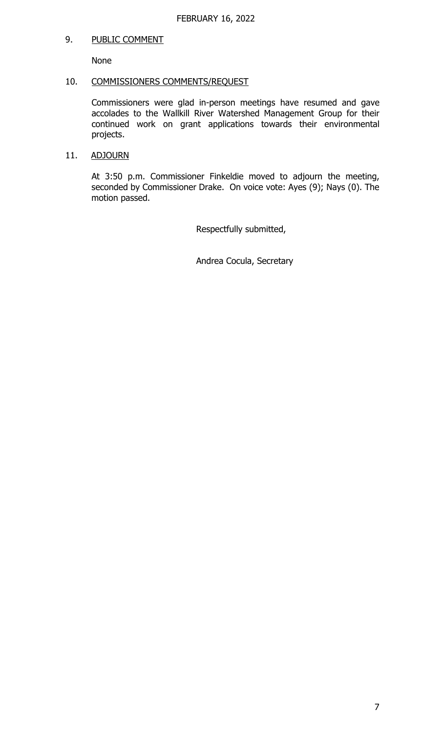9. PUBLIC COMMENT

   None

10. COMMISSIONERS COMMENTS/REQUEST

    Commissioners were glad in-person meetings have resumed and gave accolades to the Wallkill River Watershed Management Group for their continued work on grant applications towards their environmental projects.

11. ADJOURN

    At 3:50 p.m. Commissioner Finkeldie moved to adjourn the meeting, seconded by Commissioner Drake. On voice vote: Ayes (9); Nays (0). The motion passed.

Respectfully submitted,

Andrea Cocula, Secretary